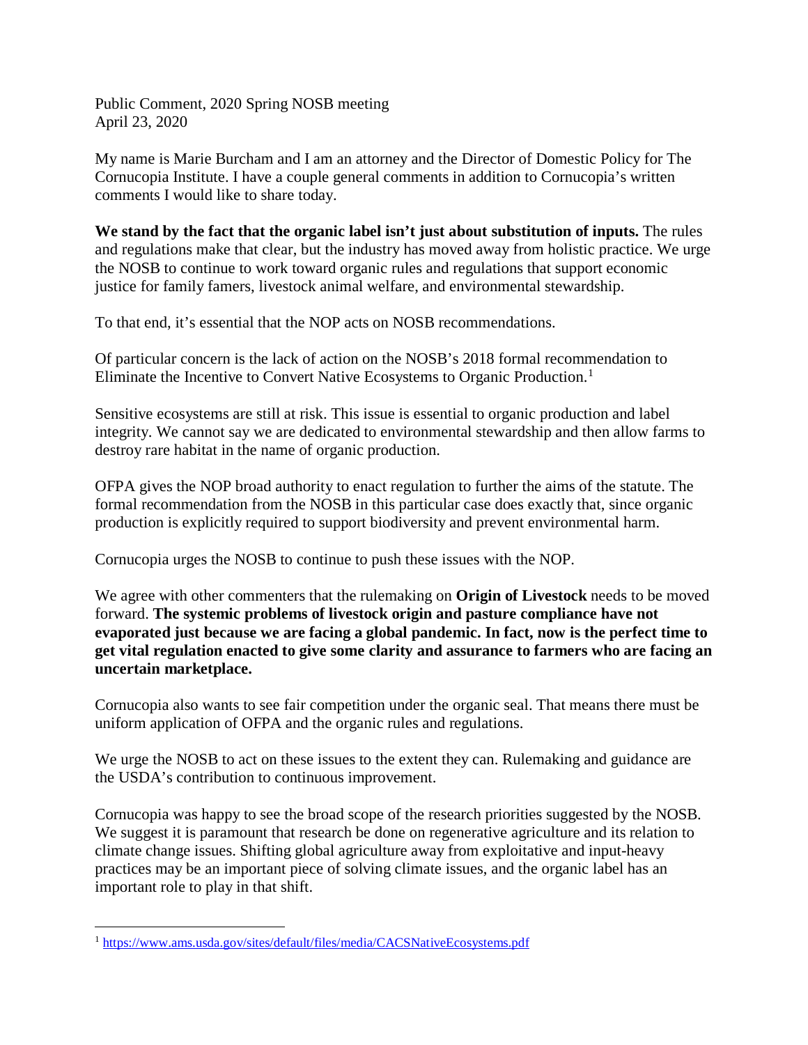Public Comment, 2020 Spring NOSB meeting
April 23, 2020

My name is Marie Burcham and I am an attorney and the Director of Domestic Policy for The Cornucopia Institute. I have a couple general comments in addition to Cornucopia's written comments I would like to share today.

**We stand by the fact that the organic label isn't just about substitution of inputs.** The rules and regulations make that clear, but the industry has moved away from holistic practice. We urge the NOSB to continue to work toward organic rules and regulations that support economic justice for family famers, livestock animal welfare, and environmental stewardship.

To that end, it's essential that the NOP acts on NOSB recommendations.

Of particular concern is the lack of action on the NOSB's 2018 formal recommendation to Eliminate the Incentive to Convert Native Ecosystems to Organic Production.[1]

Sensitive ecosystems are still at risk. This issue is essential to organic production and label integrity. We cannot say we are dedicated to environmental stewardship and then allow farms to destroy rare habitat in the name of organic production.

OFPA gives the NOP broad authority to enact regulation to further the aims of the statute. The formal recommendation from the NOSB in this particular case does exactly that, since organic production is explicitly required to support biodiversity and prevent environmental harm.

Cornucopia urges the NOSB to continue to push these issues with the NOP.

We agree with other commenters that the rulemaking on **Origin of Livestock** needs to be moved forward. **The systemic problems of livestock origin and pasture compliance have not evaporated just because we are facing a global pandemic. In fact, now is the perfect time to get vital regulation enacted to give some clarity and assurance to farmers who are facing an uncertain marketplace.**

Cornucopia also wants to see fair competition under the organic seal. That means there must be uniform application of OFPA and the organic rules and regulations.

We urge the NOSB to act on these issues to the extent they can. Rulemaking and guidance are the USDA's contribution to continuous improvement.

Cornucopia was happy to see the broad scope of the research priorities suggested by the NOSB. We suggest it is paramount that research be done on regenerative agriculture and its relation to climate change issues. Shifting global agriculture away from exploitative and input-heavy practices may be an important piece of solving climate issues, and the organic label has an important role to play in that shift.

---

[1] https://www.ams.usda.gov/sites/default/files/media/CACSNativeEcosystems.pdf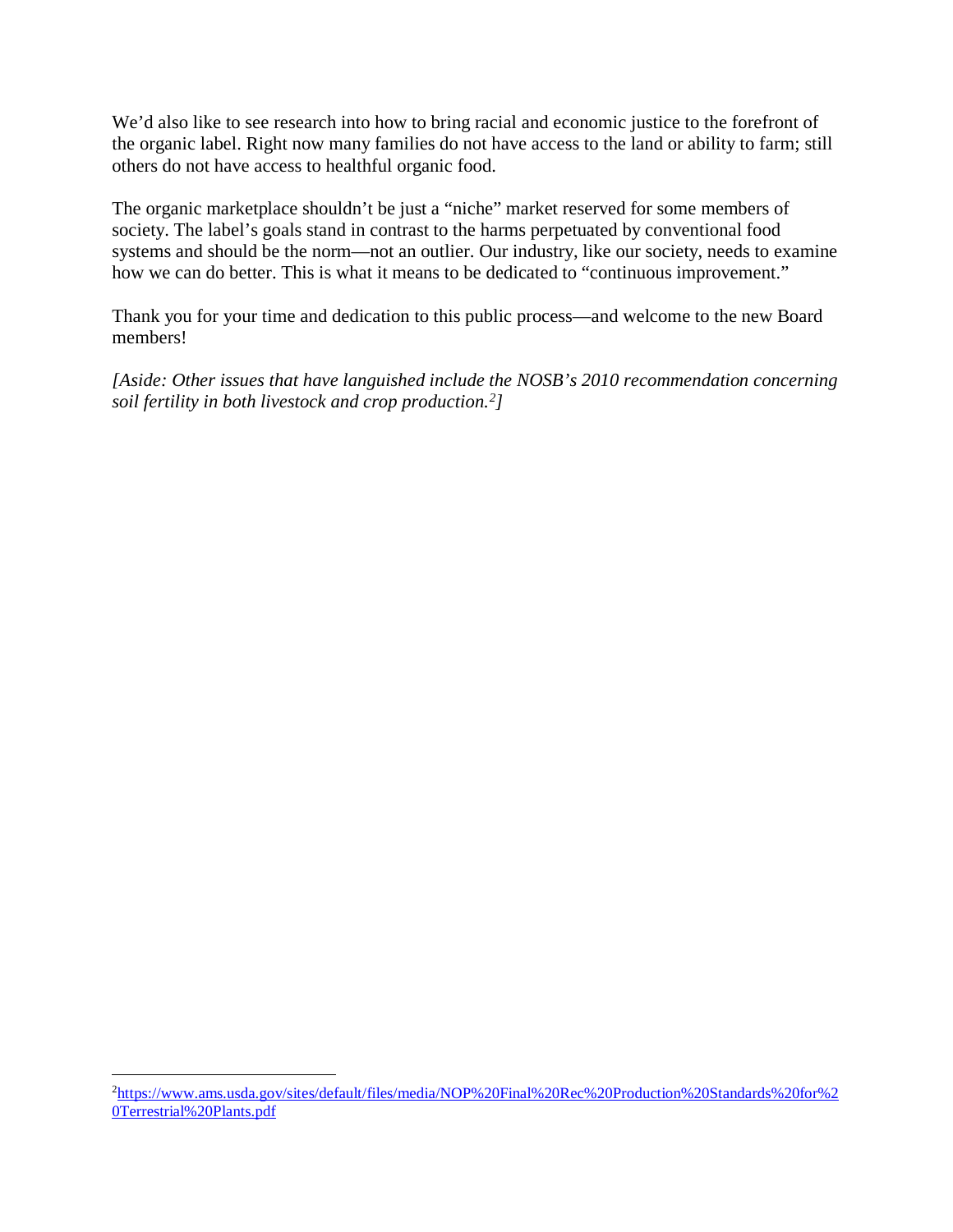We'd also like to see research into how to bring racial and economic justice to the forefront of the organic label. Right now many families do not have access to the land or ability to farm; still others do not have access to healthful organic food.

The organic marketplace shouldn't be just a "niche" market reserved for some members of society. The label's goals stand in contrast to the harms perpetuated by conventional food systems and should be the norm—not an outlier. Our industry, like our society, needs to examine how we can do better. This is what it means to be dedicated to "continuous improvement."

Thank you for your time and dedication to this public process—and welcome to the new Board members!

*[Aside: Other issues that have languished include the NOSB's 2010 recommendation concerning soil fertility in both livestock and crop production.[2]]*

---

[2] https://www.ams.usda.gov/sites/default/files/media/NOP%20Final%20Rec%20Production%20Standards%20for%20Terrestrial%20Plants.pdf